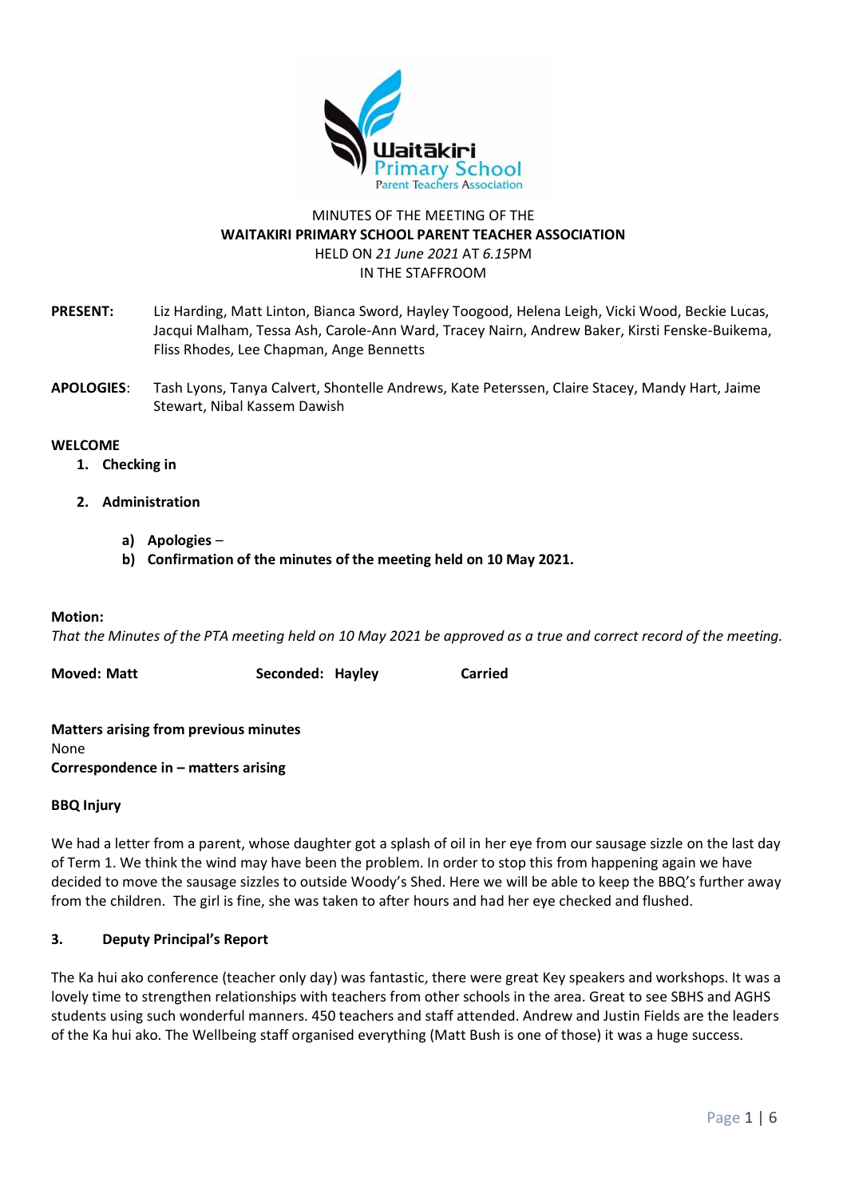MINUTES OF THE MEETING OF THE
**WAITAKIRI PRIMARY SCHOOL PARENT TEACHER ASSOCIATION**
HELD ON *21 June 2021* AT *6.15*PM
IN THE STAFFROOM

**PRESENT:** Liz Harding, Matt Linton, Bianca Sword, Hayley Toogood, Helena Leigh, Vicki Wood, Beckie Lucas, Jacqui Malham, Tessa Ash, Carole-Ann Ward, Tracey Nairn, Andrew Baker, Kirsti Fenske-Buikema, Fliss Rhodes, Lee Chapman, Ange Bennetts

**APOLOGIES**: Tash Lyons, Tanya Calvert, Shontelle Andrews, Kate Peterssen, Claire Stacey, Mandy Hart, Jaime Stewart, Nibal Kassem Dawish

**WELCOME**

1. **Checking in**
2. **Administration**
   a) **Apologies** –
   b) **Confirmation of the minutes of the meeting held on 10 May 2021.**

**Motion:**
*That the Minutes of the PTA meeting held on 10 May 2021 be approved as a true and correct record of the meeting.*

**Moved: Matt** **Seconded: Hayley** **Carried**

**Matters arising from previous minutes**
None
**Correspondence in – matters arising**

**BBQ Injury**

We had a letter from a parent, whose daughter got a splash of oil in her eye from our sausage sizzle on the last day of Term 1. We think the wind may have been the problem. In order to stop this from happening again we have decided to move the sausage sizzles to outside Woody's Shed. Here we will be able to keep the BBQ's further away from the children. The girl is fine, she was taken to after hours and had her eye checked and flushed.

**3. Deputy Principal's Report**

The Ka hui ako conference (teacher only day) was fantastic, there were great Key speakers and workshops. It was a lovely time to strengthen relationships with teachers from other schools in the area. Great to see SBHS and AGHS students using such wonderful manners. 450 teachers and staff attended. Andrew and Justin Fields are the leaders of the Ka hui ako. The Wellbeing staff organised everything (Matt Bush is one of those) it was a huge success.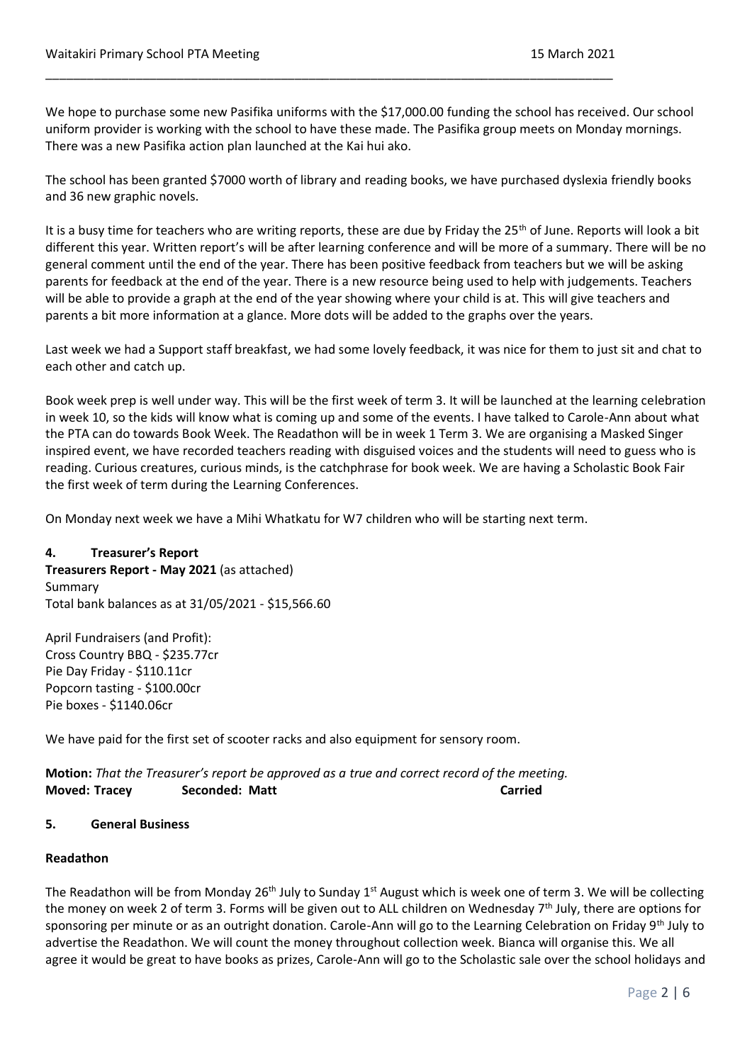We hope to purchase some new Pasifika uniforms with the $17,000.00 funding the school has received. Our school uniform provider is working with the school to have these made. The Pasifika group meets on Monday mornings. There was a new Pasifika action plan launched at the Kai hui ako.

The school has been granted $7000 worth of library and reading books, we have purchased dyslexia friendly books and 36 new graphic novels.

It is a busy time for teachers who are writing reports, these are due by Friday the 25th of June. Reports will look a bit different this year. Written report's will be after learning conference and will be more of a summary. There will be no general comment until the end of the year. There has been positive feedback from teachers but we will be asking parents for feedback at the end of the year. There is a new resource being used to help with judgements. Teachers will be able to provide a graph at the end of the year showing where your child is at. This will give teachers and parents a bit more information at a glance. More dots will be added to the graphs over the years.

Last week we had a Support staff breakfast, we had some lovely feedback, it was nice for them to just sit and chat to each other and catch up.

Book week prep is well under way. This will be the first week of term 3. It will be launched at the learning celebration in week 10, so the kids will know what is coming up and some of the events. I have talked to Carole-Ann about what the PTA can do towards Book Week. The Readathon will be in week 1 Term 3. We are organising a Masked Singer inspired event, we have recorded teachers reading with disguised voices and the students will need to guess who is reading. Curious creatures, curious minds, is the catchphrase for book week. We are having a Scholastic Book Fair the first week of term during the Learning Conferences.

On Monday next week we have a Mihi Whatkatu for W7 children who will be starting next term.

## 4. Treasurer's Report

**Treasurers Report - May 2021** (as attached)
Summary
Total bank balances as at 31/05/2021 - $15,566.60

April Fundraisers (and Profit):
Cross Country BBQ - $235.77cr
Pie Day Friday - $110.11cr
Popcorn tasting - $100.00cr
Pie boxes - $1140.06cr

We have paid for the first set of scooter racks and also equipment for sensory room.

**Motion:** *That the Treasurer's report be approved as a true and correct record of the meeting.*
**Moved: Tracey** **Seconded: Matt** **Carried**

## 5. General Business

### Readathon

The Readathon will be from Monday 26th July to Sunday 1st August which is week one of term 3. We will be collecting the money on week 2 of term 3. Forms will be given out to ALL children on Wednesday 7th July, there are options for sponsoring per minute or as an outright donation. Carole-Ann will go to the Learning Celebration on Friday 9th July to advertise the Readathon. We will count the money throughout collection week. Bianca will organise this. We all agree it would be great to have books as prizes, Carole-Ann will go to the Scholastic sale over the school holidays and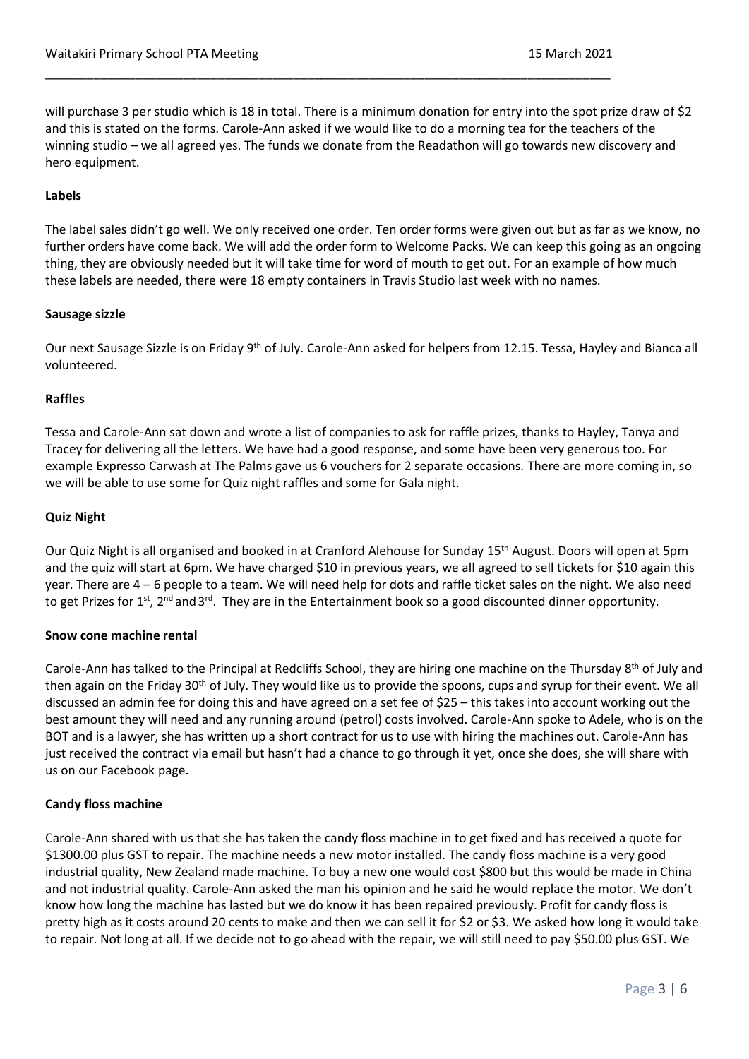will purchase 3 per studio which is 18 in total. There is a minimum donation for entry into the spot prize draw of $2 and this is stated on the forms. Carole-Ann asked if we would like to do a morning tea for the teachers of the winning studio – we all agreed yes. The funds we donate from the Readathon will go towards new discovery and hero equipment.

**Labels**

The label sales didn't go well. We only received one order. Ten order forms were given out but as far as we know, no further orders have come back. We will add the order form to Welcome Packs. We can keep this going as an ongoing thing, they are obviously needed but it will take time for word of mouth to get out. For an example of how much these labels are needed, there were 18 empty containers in Travis Studio last week with no names.

**Sausage sizzle**

Our next Sausage Sizzle is on Friday 9th of July. Carole-Ann asked for helpers from 12.15. Tessa, Hayley and Bianca all volunteered.

**Raffles**

Tessa and Carole-Ann sat down and wrote a list of companies to ask for raffle prizes, thanks to Hayley, Tanya and Tracey for delivering all the letters. We have had a good response, and some have been very generous too. For example Expresso Carwash at The Palms gave us 6 vouchers for 2 separate occasions. There are more coming in, so we will be able to use some for Quiz night raffles and some for Gala night.

**Quiz Night**

Our Quiz Night is all organised and booked in at Cranford Alehouse for Sunday 15th August. Doors will open at 5pm and the quiz will start at 6pm. We have charged $10 in previous years, we all agreed to sell tickets for $10 again this year. There are 4 – 6 people to a team. We will need help for dots and raffle ticket sales on the night. We also need to get Prizes for 1st, 2nd and 3rd. They are in the Entertainment book so a good discounted dinner opportunity.

**Snow cone machine rental**

Carole-Ann has talked to the Principal at Redcliffs School, they are hiring one machine on the Thursday 8th of July and then again on the Friday 30th of July. They would like us to provide the spoons, cups and syrup for their event. We all discussed an admin fee for doing this and have agreed on a set fee of $25 – this takes into account working out the best amount they will need and any running around (petrol) costs involved. Carole-Ann spoke to Adele, who is on the BOT and is a lawyer, she has written up a short contract for us to use with hiring the machines out. Carole-Ann has just received the contract via email but hasn't had a chance to go through it yet, once she does, she will share with us on our Facebook page.

**Candy floss machine**

Carole-Ann shared with us that she has taken the candy floss machine in to get fixed and has received a quote for $1300.00 plus GST to repair. The machine needs a new motor installed. The candy floss machine is a very good industrial quality, New Zealand made machine. To buy a new one would cost $800 but this would be made in China and not industrial quality. Carole-Ann asked the man his opinion and he said he would replace the motor. We don't know how long the machine has lasted but we do know it has been repaired previously. Profit for candy floss is pretty high as it costs around 20 cents to make and then we can sell it for $2 or $3. We asked how long it would take to repair. Not long at all. If we decide not to go ahead with the repair, we will still need to pay $50.00 plus GST. We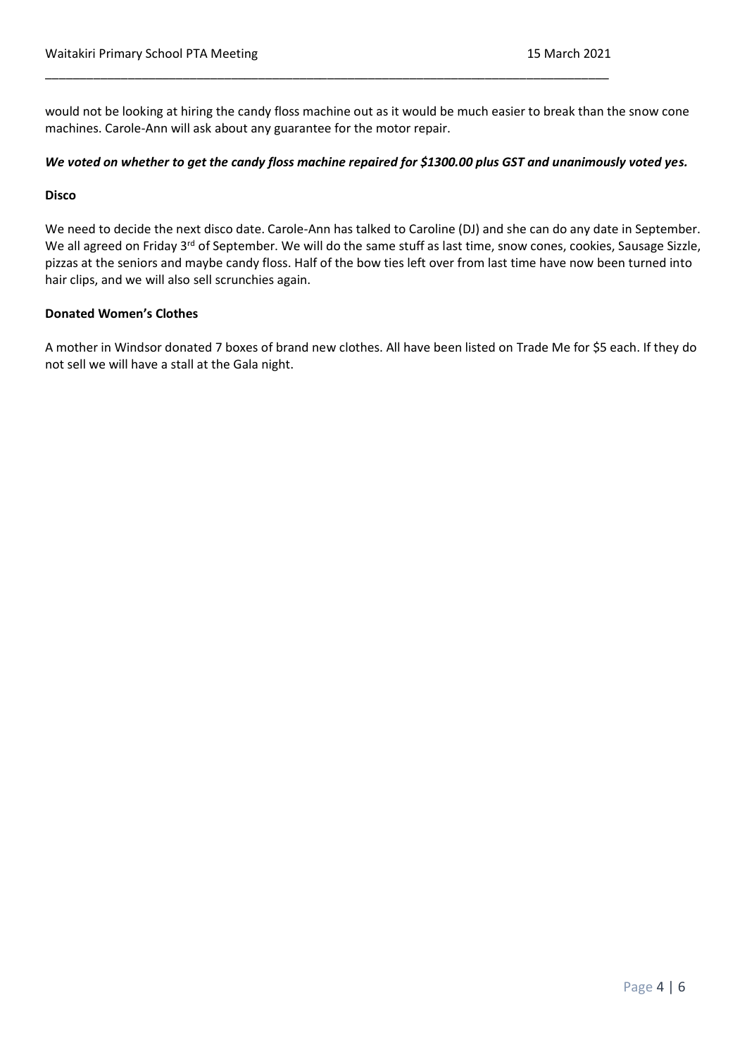would not be looking at hiring the candy floss machine out as it would be much easier to break than the snow cone machines. Carole-Ann will ask about any guarantee for the motor repair.

***We voted on whether to get the candy floss machine repaired for $1300.00 plus GST and unanimously voted yes.***

**Disco**

We need to decide the next disco date. Carole-Ann has talked to Caroline (DJ) and she can do any date in September. We all agreed on Friday 3rd of September. We will do the same stuff as last time, snow cones, cookies, Sausage Sizzle, pizzas at the seniors and maybe candy floss. Half of the bow ties left over from last time have now been turned into hair clips, and we will also sell scrunchies again.

**Donated Women's Clothes**

A mother in Windsor donated 7 boxes of brand new clothes. All have been listed on Trade Me for $5 each. If they do not sell we will have a stall at the Gala night.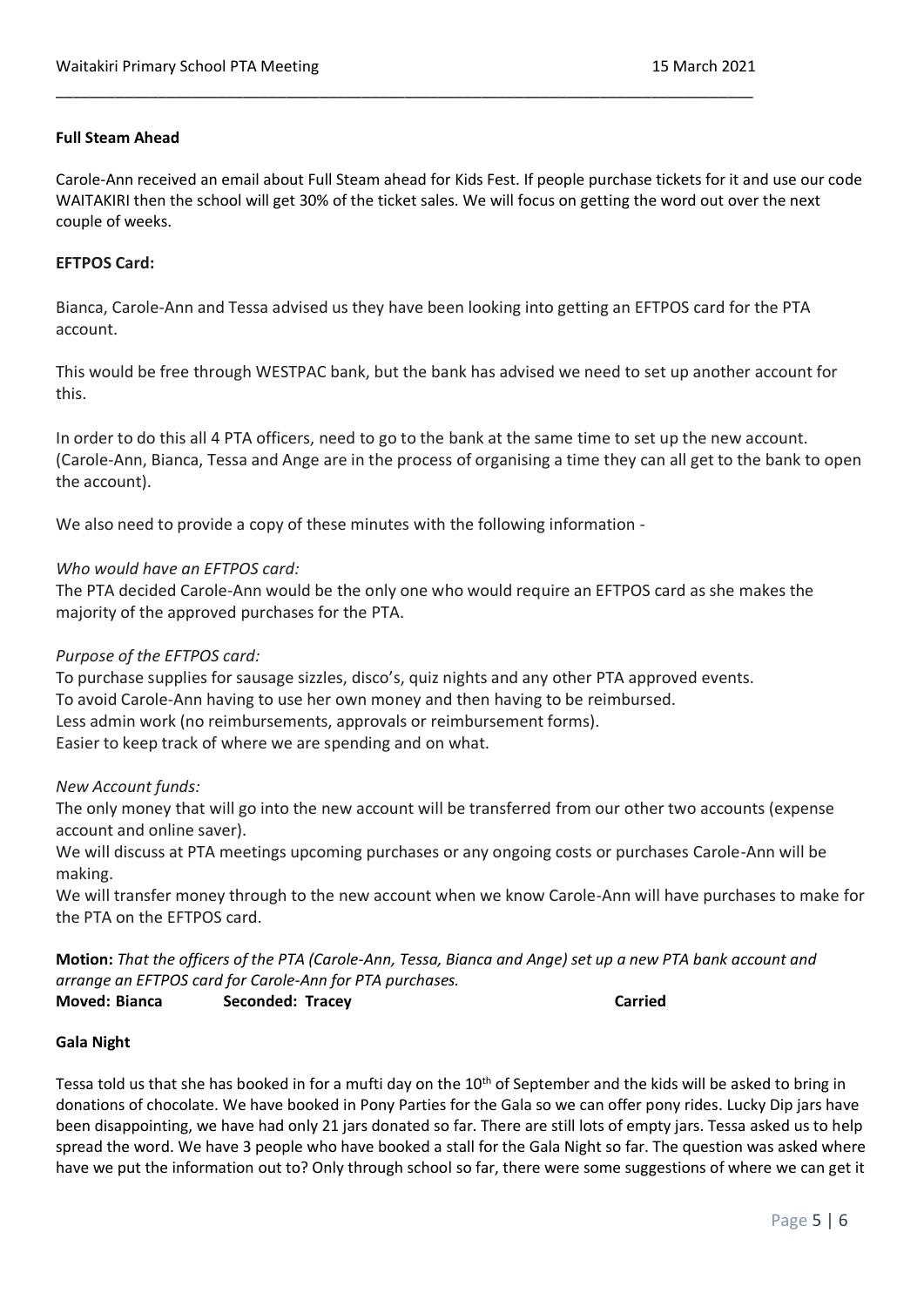**Full Steam Ahead**

Carole-Ann received an email about Full Steam ahead for Kids Fest. If people purchase tickets for it and use our code WAITAKIRI then the school will get 30% of the ticket sales. We will focus on getting the word out over the next couple of weeks.

**EFTPOS Card:**

Bianca, Carole-Ann and Tessa advised us they have been looking into getting an EFTPOS card for the PTA account.

This would be free through WESTPAC bank, but the bank has advised we need to set up another account for this.

In order to do this all 4 PTA officers, need to go to the bank at the same time to set up the new account. (Carole-Ann, Bianca, Tessa and Ange are in the process of organising a time they can all get to the bank to open the account).

We also need to provide a copy of these minutes with the following information -

*Who would have an EFTPOS card:*
The PTA decided Carole-Ann would be the only one who would require an EFTPOS card as she makes the majority of the approved purchases for the PTA.

*Purpose of the EFTPOS card:*
To purchase supplies for sausage sizzles, disco's, quiz nights and any other PTA approved events.
To avoid Carole-Ann having to use her own money and then having to be reimbursed.
Less admin work (no reimbursements, approvals or reimbursement forms).
Easier to keep track of where we are spending and on what.

*New Account funds:*
The only money that will go into the new account will be transferred from our other two accounts (expense account and online saver).
We will discuss at PTA meetings upcoming purchases or any ongoing costs or purchases Carole-Ann will be making.
We will transfer money through to the new account when we know Carole-Ann will have purchases to make for the PTA on the EFTPOS card.

**Motion:** *That the officers of the PTA (Carole-Ann, Tessa, Bianca and Ange) set up a new PTA bank account and arrange an EFTPOS card for Carole-Ann for PTA purchases.*
**Moved: Bianca** **Seconded: Tracey** **Carried**

**Gala Night**

Tessa told us that she has booked in for a mufti day on the 10th of September and the kids will be asked to bring in donations of chocolate. We have booked in Pony Parties for the Gala so we can offer pony rides. Lucky Dip jars have been disappointing, we have had only 21 jars donated so far. There are still lots of empty jars. Tessa asked us to help spread the word. We have 3 people who have booked a stall for the Gala Night so far. The question was asked where have we put the information out to? Only through school so far, there were some suggestions of where we can get it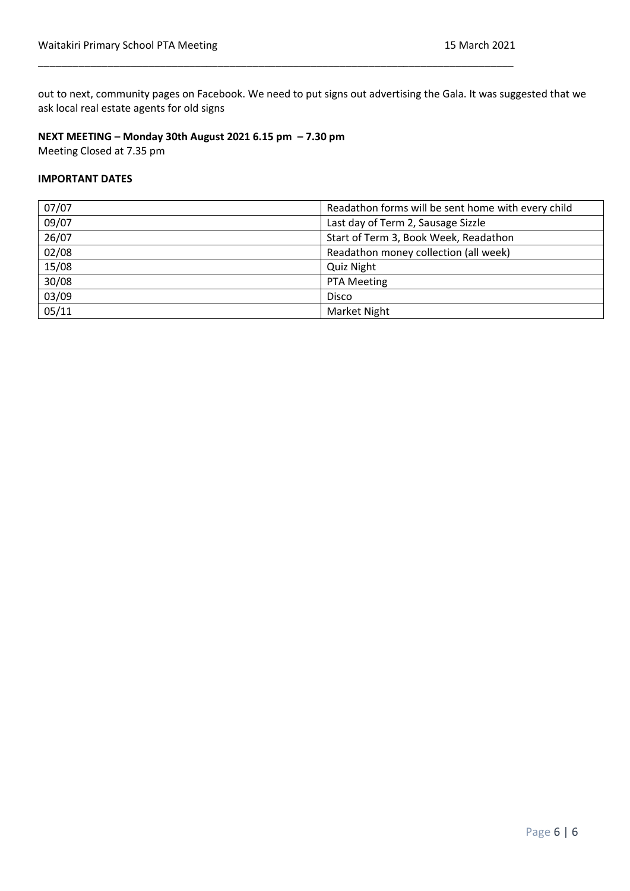out to next, community pages on Facebook. We need to put signs out advertising the Gala. It was suggested that we ask local real estate agents for old signs

**NEXT MEETING – Monday 30th August 2021 6.15 pm – 7.30 pm**
Meeting Closed at 7.35 pm

**IMPORTANT DATES**

| | |
|---|---|
| 07/07 | Readathon forms will be sent home with every child |
| 09/07 | Last day of Term 2, Sausage Sizzle |
| 26/07 | Start of Term 3, Book Week, Readathon |
| 02/08 | Readathon money collection (all week) |
| 15/08 | Quiz Night |
| 30/08 | PTA Meeting |
| 03/09 | Disco |
| 05/11 | Market Night |